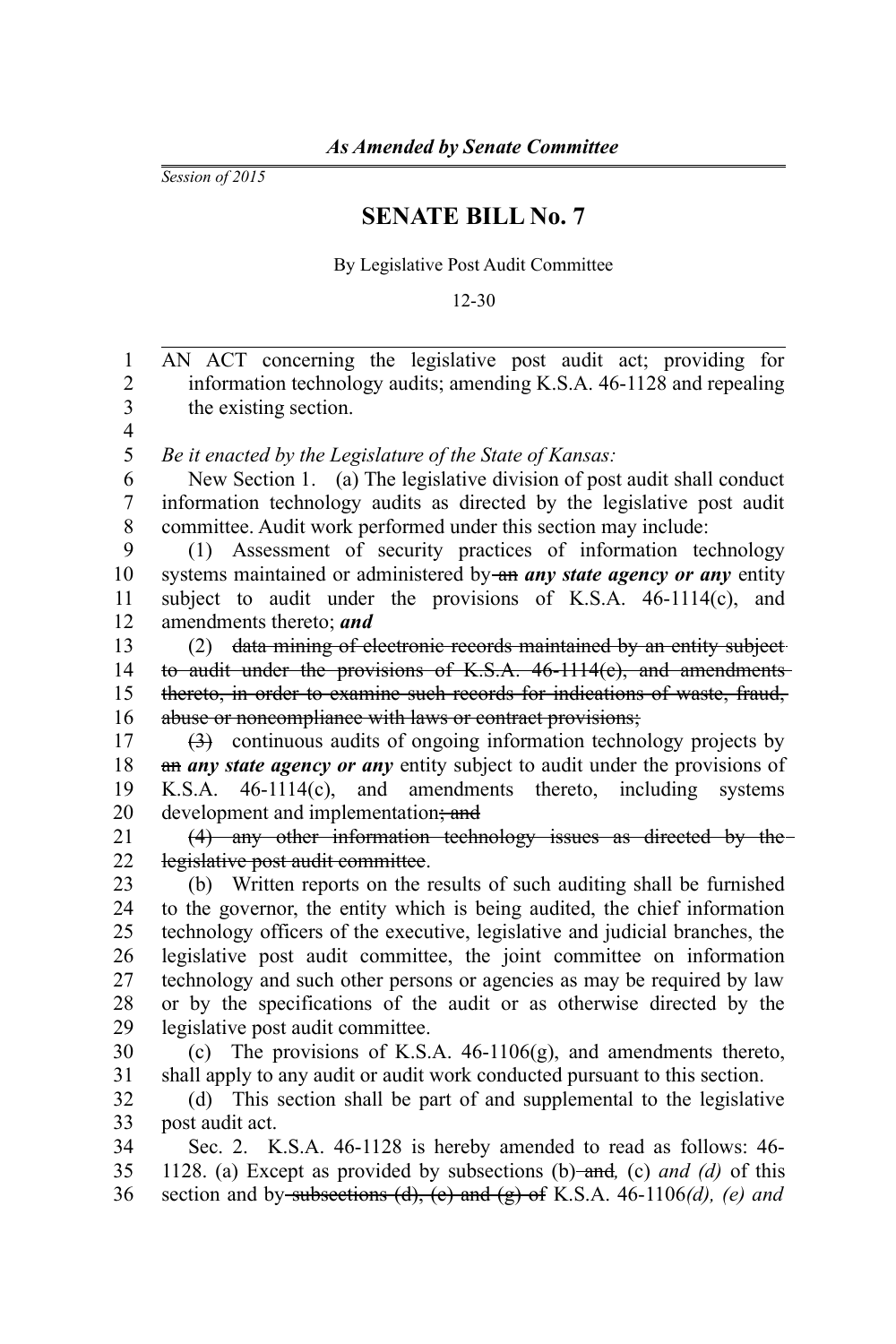*As Amended by Senate Committee*

*Session of 2015*

# SENATE BILL No. 7

By Legislative Post Audit Committee

12-30

AN ACT concerning the legislative post audit act; providing for information technology audits; amending K.S.A. 46-1128 and repealing the existing section.

*Be it enacted by the Legislature of the State of Kansas:*

New Section 1. (a) The legislative division of post audit shall conduct information technology audits as directed by the legislative post audit committee. Audit work performed under this section may include:

(1) Assessment of security practices of information technology systems maintained or administered by ~~an~~ ***any state agency or any*** entity subject to audit under the provisions of K.S.A. 46-1114(c), and amendments thereto; ***and***

(2) ~~data mining of electronic records maintained by an entity subject to audit under the provisions of K.S.A. 46-1114(c), and amendments thereto, in order to examine such records for indications of waste, fraud, abuse or noncompliance with laws or contract provisions;~~

~~(3)~~ continuous audits of ongoing information technology projects by ~~an~~ ***any state agency or any*** entity subject to audit under the provisions of K.S.A. 46-1114(c), and amendments thereto, including systems development and implementation~~; and~~

~~(4) any other information technology issues as directed by the legislative post audit committee~~.

(b) Written reports on the results of such auditing shall be furnished to the governor, the entity which is being audited, the chief information technology officers of the executive, legislative and judicial branches, the legislative post audit committee, the joint committee on information technology and such other persons or agencies as may be required by law or by the specifications of the audit or as otherwise directed by the legislative post audit committee.

(c) The provisions of K.S.A. 46-1106(g), and amendments thereto, shall apply to any audit or audit work conducted pursuant to this section.

(d) This section shall be part of and supplemental to the legislative post audit act.

Sec. 2. K.S.A. 46-1128 is hereby amended to read as follows: 46-1128. (a) Except as provided by subsections (b) ~~and~~*,* (c) *and (d)* of this section and by ~~subsections (d), (e) and (g) of~~ K.S.A. 46-1106*(d), (e) and*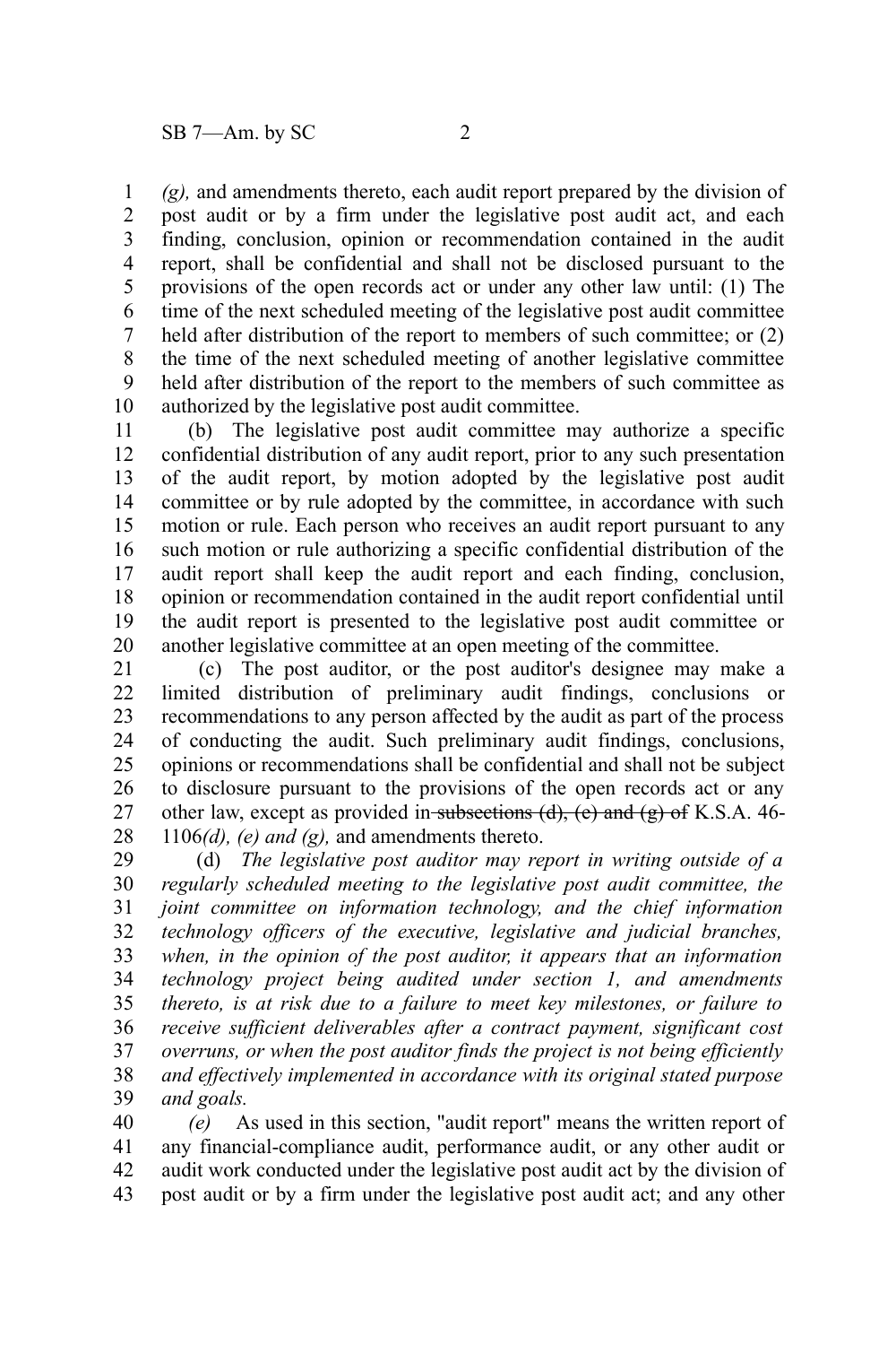*(g),* and amendments thereto, each audit report prepared by the division of post audit or by a firm under the legislative post audit act, and each finding, conclusion, opinion or recommendation contained in the audit report, shall be confidential and shall not be disclosed pursuant to the provisions of the open records act or under any other law until: (1) The time of the next scheduled meeting of the legislative post audit committee held after distribution of the report to members of such committee; or (2) the time of the next scheduled meeting of another legislative committee held after distribution of the report to the members of such committee as authorized by the legislative post audit committee.

(b) The legislative post audit committee may authorize a specific confidential distribution of any audit report, prior to any such presentation of the audit report, by motion adopted by the legislative post audit committee or by rule adopted by the committee, in accordance with such motion or rule. Each person who receives an audit report pursuant to any such motion or rule authorizing a specific confidential distribution of the audit report shall keep the audit report and each finding, conclusion, opinion or recommendation contained in the audit report confidential until the audit report is presented to the legislative post audit committee or another legislative committee at an open meeting of the committee.

(c) The post auditor, or the post auditor's designee may make a limited distribution of preliminary audit findings, conclusions or recommendations to any person affected by the audit as part of the process of conducting the audit. Such preliminary audit findings, conclusions, opinions or recommendations shall be confidential and shall not be subject to disclosure pursuant to the provisions of the open records act or any other law, except as provided in ~~subsections (d), (e) and (g) of~~ K.S.A. 46-1106*(d), (e) and (g),* and amendments thereto.

(d) *The legislative post auditor may report in writing outside of a regularly scheduled meeting to the legislative post audit committee, the joint committee on information technology, and the chief information technology officers of the executive, legislative and judicial branches, when, in the opinion of the post auditor, it appears that an information technology project being audited under section 1, and amendments thereto, is at risk due to a failure to meet key milestones, or failure to receive sufficient deliverables after a contract payment, significant cost overruns, or when the post auditor finds the project is not being efficiently and effectively implemented in accordance with its original stated purpose and goals.*

*(e)* As used in this section, "audit report" means the written report of any financial-compliance audit, performance audit, or any other audit or audit work conducted under the legislative post audit act by the division of post audit or by a firm under the legislative post audit act; and any other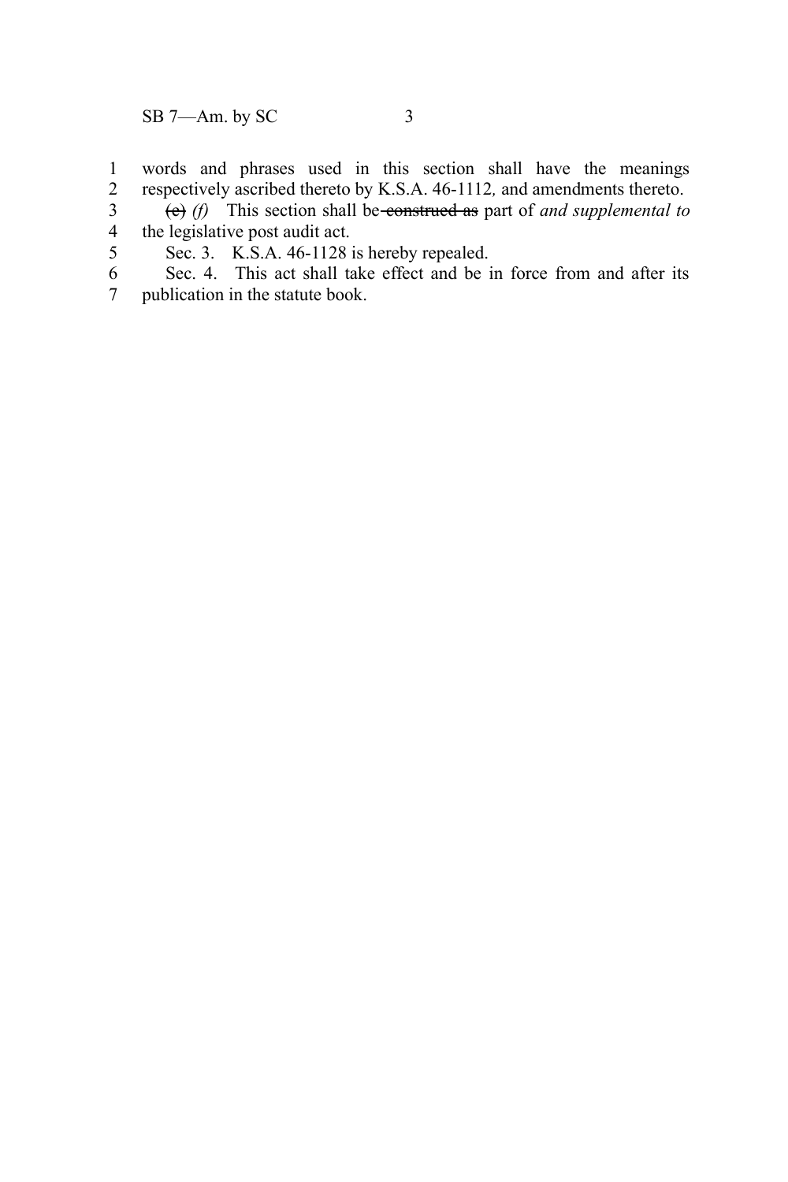words and phrases used in this section shall have the meanings respectively ascribed thereto by K.S.A. 46-1112*,* and amendments thereto.

~~(e)~~ *(f)* This section shall be ~~construed as~~ part of *and supplemental to* the legislative post audit act.

Sec. 3. K.S.A. 46-1128 is hereby repealed.

Sec. 4. This act shall take effect and be in force from and after its publication in the statute book.